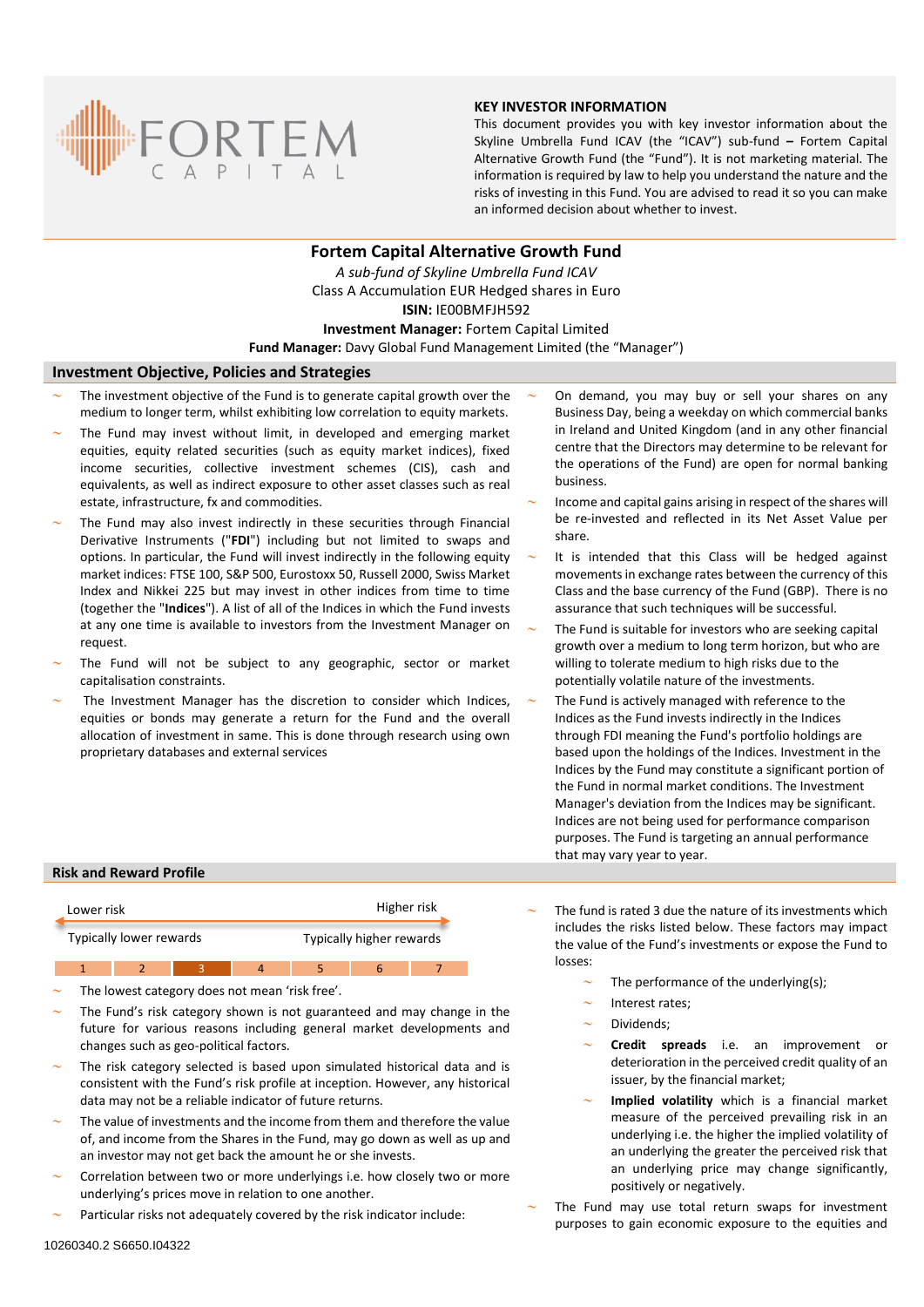FORTEM CAPITAL

**KEY INVESTOR INFORMATION**

This document provides you with key investor information about the Skyline Umbrella Fund ICAV (the "ICAV") sub-fund – Fortem Capital Alternative Growth Fund (the "Fund"). It is not marketing material. The information is required by law to help you understand the nature and the risks of investing in this Fund. You are advised to read it so you can make an informed decision about whether to invest.

# Fortem Capital Alternative Growth Fund

*A sub-fund of Skyline Umbrella Fund ICAV*

Class A Accumulation EUR Hedged shares in Euro

**ISIN:** IE00BMFJH592

**Investment Manager:** Fortem Capital Limited

**Fund Manager:** Davy Global Fund Management Limited (the "Manager")

## Investment Objective, Policies and Strategies

- The investment objective of the Fund is to generate capital growth over the medium to longer term, whilst exhibiting low correlation to equity markets.
- The Fund may invest without limit, in developed and emerging market equities, equity related securities (such as equity market indices), fixed income securities, collective investment schemes (CIS), cash and equivalents, as well as indirect exposure to other asset classes such as real estate, infrastructure, fx and commodities.
- The Fund may also invest indirectly in these securities through Financial Derivative Instruments ("**FDI**") including but not limited to swaps and options. In particular, the Fund will invest indirectly in the following equity market indices: FTSE 100, S&P 500, Eurostoxx 50, Russell 2000, Swiss Market Index and Nikkei 225 but may invest in other indices from time to time (together the "**Indices**"). A list of all of the Indices in which the Fund invests at any one time is available to investors from the Investment Manager on request.
- The Fund will not be subject to any geographic, sector or market capitalisation constraints.
- The Investment Manager has the discretion to consider which Indices, equities or bonds may generate a return for the Fund and the overall allocation of investment in same. This is done through research using own proprietary databases and external services
- On demand, you may buy or sell your shares on any Business Day, being a weekday on which commercial banks in Ireland and United Kingdom (and in any other financial centre that the Directors may determine to be relevant for the operations of the Fund) are open for normal banking business.
- Income and capital gains arising in respect of the shares will be re-invested and reflected in its Net Asset Value per share.
- It is intended that this Class will be hedged against movements in exchange rates between the currency of this Class and the base currency of the Fund (GBP). There is no assurance that such techniques will be successful.
- The Fund is suitable for investors who are seeking capital growth over a medium to long term horizon, but who are willing to tolerate medium to high risks due to the potentially volatile nature of the investments.
- The Fund is actively managed with reference to the Indices as the Fund invests indirectly in the Indices through FDI meaning the Fund's portfolio holdings are based upon the holdings of the Indices. Investment in the Indices by the Fund may constitute a significant portion of the Fund in normal market conditions. The Investment Manager's deviation from the Indices may be significant. Indices are not being used for performance comparison purposes. The Fund is targeting an annual performance that may vary year to year.

## Risk and Reward Profile

| Lower risk | | | | | | Higher risk |
|---|---|---|---|---|---|---|
| Typically lower rewards | | | | | | Typically higher rewards |
| 1 | 2 | **3** | 4 | 5 | 6 | 7 |

- The lowest category does not mean 'risk free'.
- The Fund's risk category shown is not guaranteed and may change in the future for various reasons including general market developments and changes such as geo-political factors.
- The risk category selected is based upon simulated historical data and is consistent with the Fund's risk profile at inception. However, any historical data may not be a reliable indicator of future returns.
- The value of investments and the income from them and therefore the value of, and income from the Shares in the Fund, may go down as well as up and an investor may not get back the amount he or she invests.
- Correlation between two or more underlyings i.e. how closely two or more underlying's prices move in relation to one another.
- Particular risks not adequately covered by the risk indicator include:
- The fund is rated 3 due the nature of its investments which includes the risks listed below. These factors may impact the value of the Fund's investments or expose the Fund to losses:
  - The performance of the underlying(s);
  - Interest rates;
  - Dividends;
  - **Credit spreads** i.e. an improvement or deterioration in the perceived credit quality of an issuer, by the financial market;
  - **Implied volatility** which is a financial market measure of the perceived prevailing risk in an underlying i.e. the higher the implied volatility of an underlying the greater the perceived risk that an underlying price may change significantly, positively or negatively.
- The Fund may use total return swaps for investment purposes to gain economic exposure to the equities and

10260340.2 S6650.I04322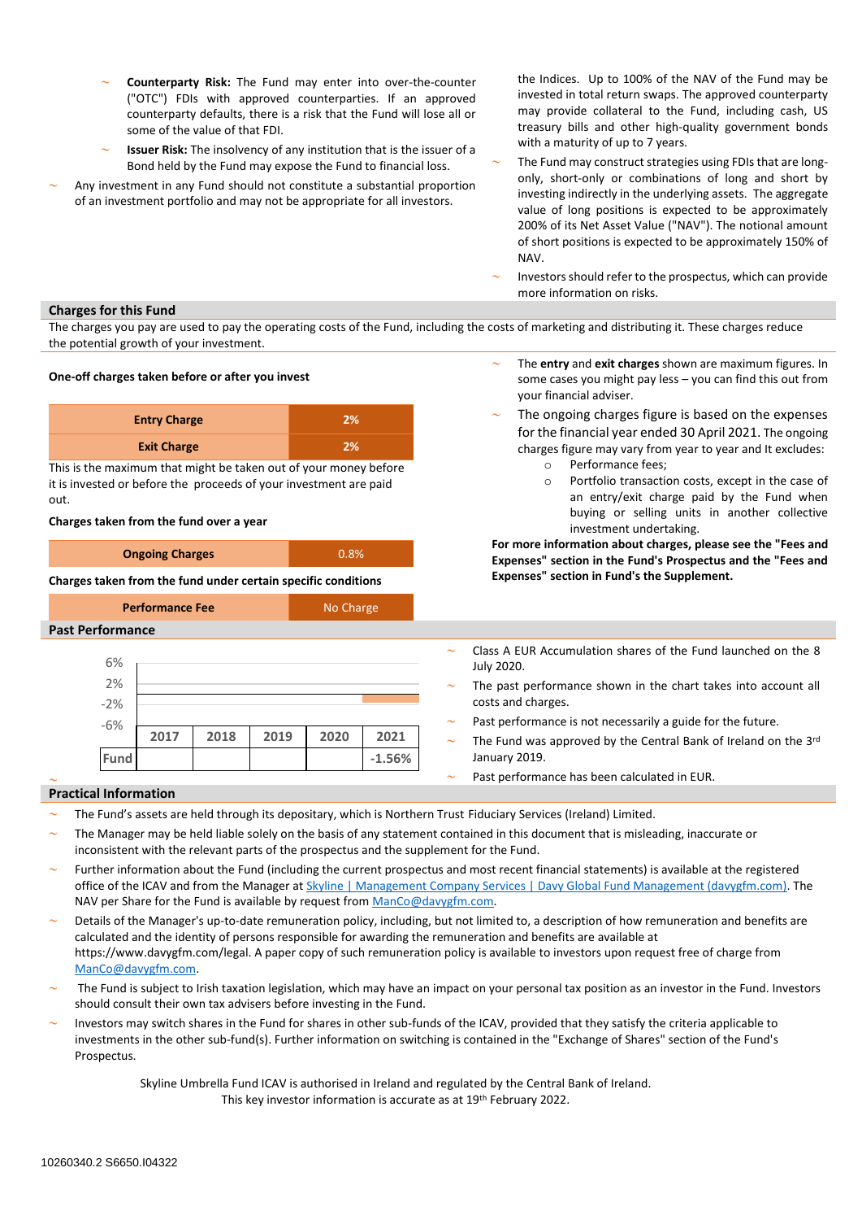- **Counterparty Risk:** The Fund may enter into over-the-counter ("OTC") FDIs with approved counterparties. If an approved counterparty defaults, there is a risk that the Fund will lose all or some of the value of that FDI.
- **Issuer Risk:** The insolvency of any institution that is the issuer of a Bond held by the Fund may expose the Fund to financial loss.

- Any investment in any Fund should not constitute a substantial proportion of an investment portfolio and may not be appropriate for all investors.

the Indices. Up to 100% of the NAV of the Fund may be invested in total return swaps. The approved counterparty may provide collateral to the Fund, including cash, US treasury bills and other high-quality government bonds with a maturity of up to 7 years.

- The Fund may construct strategies using FDIs that are long-only, short-only or combinations of long and short by investing indirectly in the underlying assets. The aggregate value of long positions is expected to be approximately 200% of its Net Asset Value ("NAV"). The notional amount of short positions is expected to be approximately 150% of NAV.
- Investors should refer to the prospectus, which can provide more information on risks.

## Charges for this Fund

The charges you pay are used to pay the operating costs of the Fund, including the costs of marketing and distributing it. These charges reduce the potential growth of your investment.

**One-off charges taken before or after you invest**

| | |
|---|---|
| **Entry Charge** | **2%** |
| **Exit Charge** | **2%** |

This is the maximum that might be taken out of your money before it is invested or before the proceeds of your investment are paid out.

**Charges taken from the fund over a year**

| | |
|---|---|
| **Ongoing Charges** | 0.8% |

**Charges taken from the fund under certain specific conditions**

| | |
|---|---|
| **Performance Fee** | No Charge |

- The **entry** and **exit charges** shown are maximum figures. In some cases you might pay less – you can find this out from your financial adviser.
- The ongoing charges figure is based on the expenses for the financial year ended 30 April 2021. The ongoing charges figure may vary from year to year and It excludes:
  - Performance fees;
  - Portfolio transaction costs, except in the case of an entry/exit charge paid by the Fund when buying or selling units in another collective investment undertaking.

**For more information about charges, please see the "Fees and Expenses" section in the Fund's Prospectus and the "Fees and Expenses" section in Fund's the Supplement.**

## Past Performance

6%
2%
-2%
-6%
2017 2018 2019 2020 2021
Fund -1.56%

- Class A EUR Accumulation shares of the Fund launched on the 8 July 2020.
- The past performance shown in the chart takes into account all costs and charges.
- Past performance is not necessarily a guide for the future.
- The Fund was approved by the Central Bank of Ireland on the 3rd January 2019.
- Past performance has been calculated in EUR.

## Practical Information

- The Fund's assets are held through its depositary, which is Northern Trust Fiduciary Services (Ireland) Limited.
- The Manager may be held liable solely on the basis of any statement contained in this document that is misleading, inaccurate or inconsistent with the relevant parts of the prospectus and the supplement for the Fund.
- Further information about the Fund (including the current prospectus and most recent financial statements) is available at the registered office of the ICAV and from the Manager at Skyline | Management Company Services | Davy Global Fund Management (davygfm.com). The NAV per Share for the Fund is available by request from ManCo@davygfm.com.
- Details of the Manager's up-to-date remuneration policy, including, but not limited to, a description of how remuneration and benefits are calculated and the identity of persons responsible for awarding the remuneration and benefits are available at https://www.davygfm.com/legal. A paper copy of such remuneration policy is available to investors upon request free of charge from ManCo@davygfm.com.
- The Fund is subject to Irish taxation legislation, which may have an impact on your personal tax position as an investor in the Fund. Investors should consult their own tax advisers before investing in the Fund.
- Investors may switch shares in the Fund for shares in other sub-funds of the ICAV, provided that they satisfy the criteria applicable to investments in the other sub-fund(s). Further information on switching is contained in the "Exchange of Shares" section of the Fund's Prospectus.

Skyline Umbrella Fund ICAV is authorised in Ireland and regulated by the Central Bank of Ireland.
This key investor information is accurate as at 19th February 2022.

10260340.2 S6650.I04322